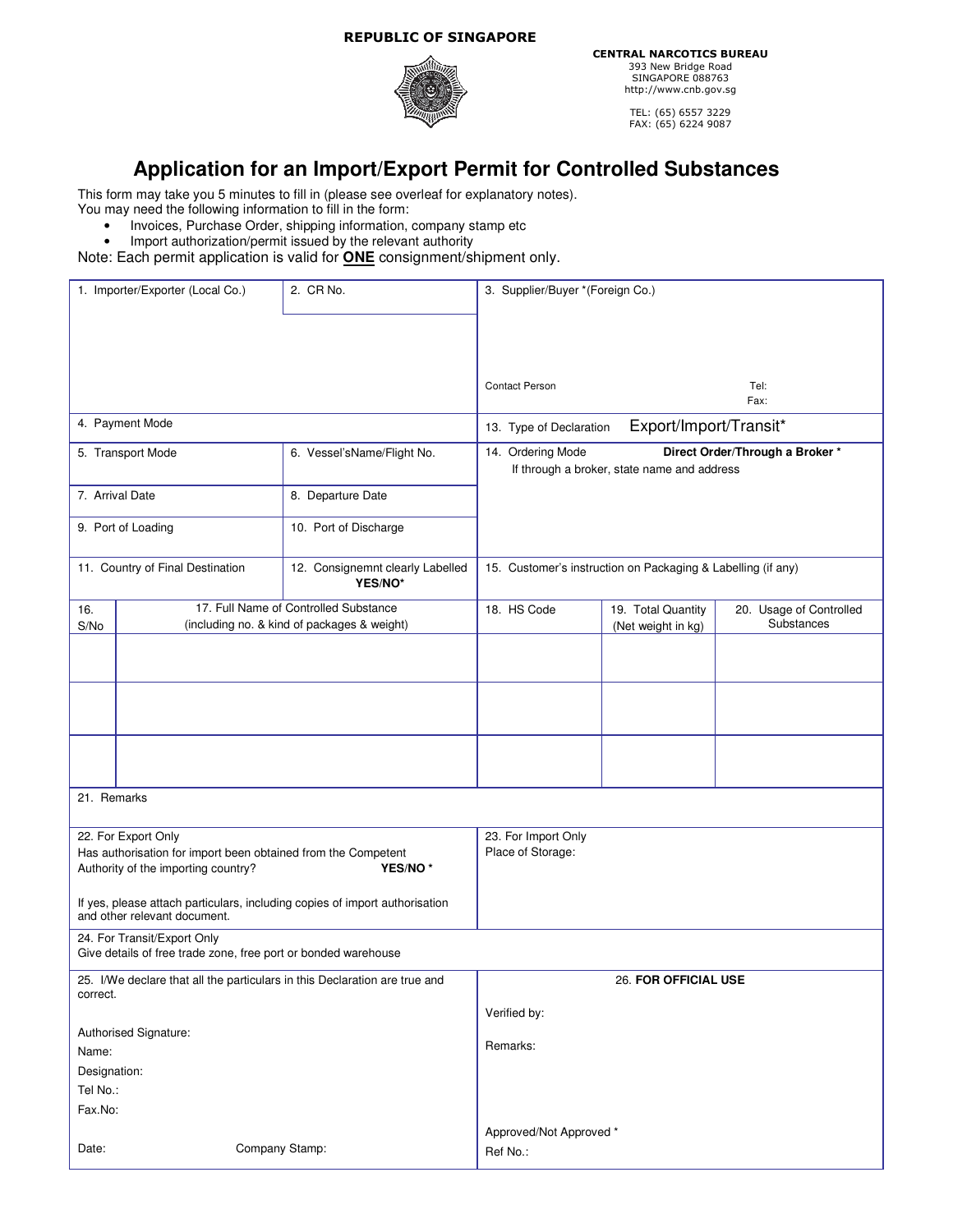**REPUBLIC OF SINGAPORE**

**CENTRAL NARCOTICS BUREAU**
393 New Bridge Road
SINGAPORE 088763
http://www.cnb.gov.sg

TEL: (65) 6557 3229
FAX: (65) 6224 9087

# Application for an Import/Export Permit for Controlled Substances

This form may take you 5 minutes to fill in (please see overleaf for explanatory notes).
You may need the following information to fill in the form:

- Invoices, Purchase Order, shipping information, company stamp etc
- Import authorization/permit issued by the relevant authority

Note: Each permit application is valid for **ONE** consignment/shipment only.

| | | |
|---|---|---|
| 1. Importer/Exporter (Local Co.) | 2. CR No. | 3. Supplier/Buyer *(Foreign Co.)<br><br>Contact Person &nbsp;&nbsp;&nbsp;&nbsp; Tel:<br>Fax: |
| 4. Payment Mode | | 13. Type of Declaration &nbsp;&nbsp; Export/Import/Transit* |
| 5. Transport Mode | 6. Vessel'sName/Flight No. | 14. Ordering Mode &nbsp;&nbsp; **Direct Order/Through a Broker** *<br>If through a broker, state name and address |
| 7. Arrival Date | 8. Departure Date | |
| 9. Port of Loading | 10. Port of Discharge | |
| 11. Country of Final Destination | 12. Consignemnt clearly Labelled **YES/NO*** | 15. Customer's instruction on Packaging & Labelling (if any) |

| 16. S/No | 17. Full Name of Controlled Substance (including no. & kind of packages & weight) | 18. HS Code | 19. Total Quantity (Net weight in kg) | 20. Usage of Controlled Substances |
|---|---|---|---|---|
| | | | | |
| | | | | |
| | | | | |

| | |
|---|---|
| 21. Remarks | |
| 22. For Export Only<br>Has authorisation for import been obtained from the Competent Authority of the importing country? **YES/NO** *<br><br>If yes, please attach particulars, including copies of import authorisation and other relevant document. | 23. For Import Only<br>Place of Storage: |
| 24. For Transit/Export Only<br>Give details of free trade zone, free port or bonded warehouse | |
| 25. I/We declare that all the particulars in this Declaration are true and correct.<br><br>Authorised Signature:<br>Name:<br>Designation:<br>Tel No.:<br>Fax.No:<br><br>Date: &nbsp;&nbsp;&nbsp;&nbsp; Company Stamp: | 26. **FOR OFFICIAL USE**<br><br>Verified by:<br><br>Remarks:<br><br>Approved/Not Approved *<br>Ref No.: |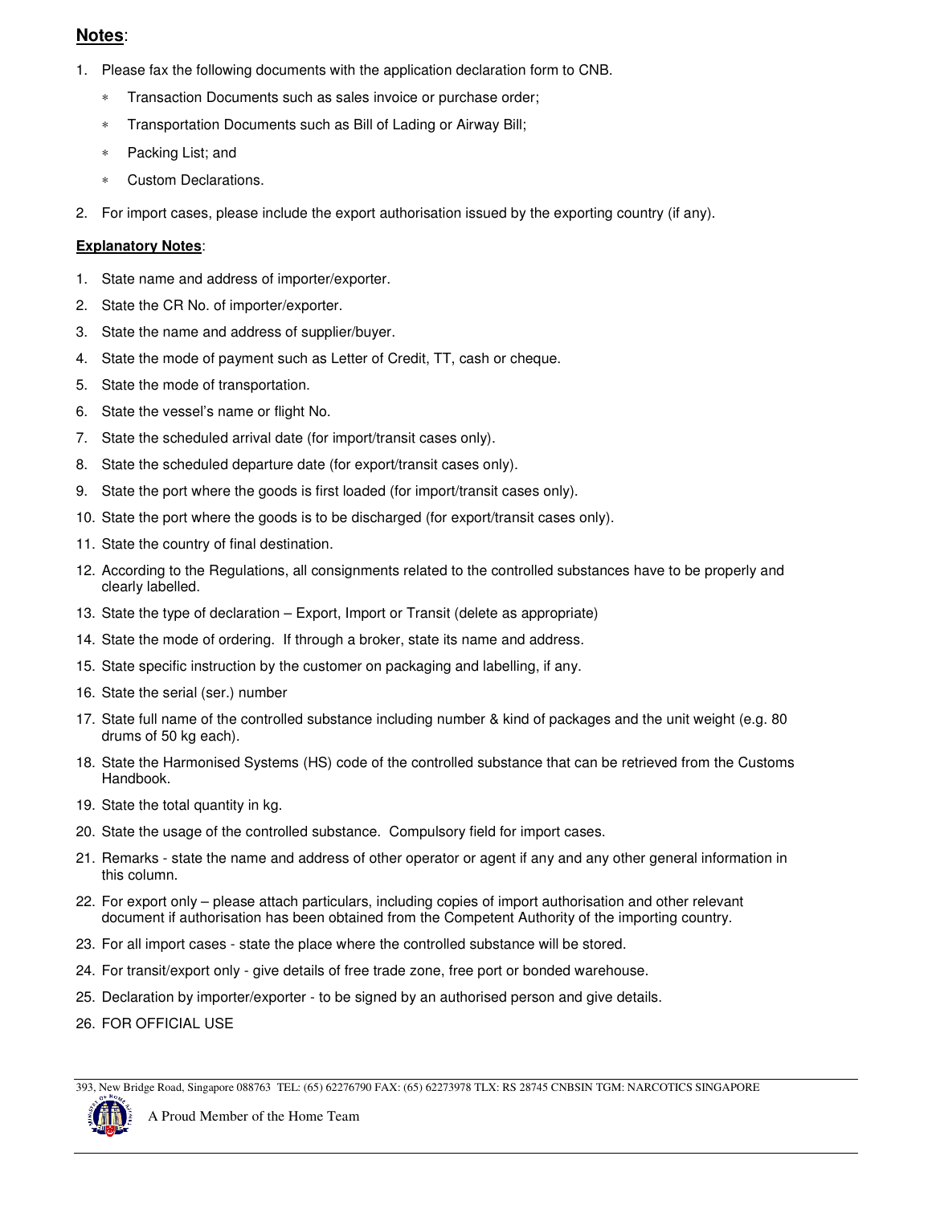**Notes**:

1. Please fax the following documents with the application declaration form to CNB.
   - Transaction Documents such as sales invoice or purchase order;
   - Transportation Documents such as Bill of Lading or Airway Bill;
   - Packing List; and
   - Custom Declarations.
2. For import cases, please include the export authorisation issued by the exporting country (if any).

**Explanatory Notes**:

1. State name and address of importer/exporter.
2. State the CR No. of importer/exporter.
3. State the name and address of supplier/buyer.
4. State the mode of payment such as Letter of Credit, TT, cash or cheque.
5. State the mode of transportation.
6. State the vessel's name or flight No.
7. State the scheduled arrival date (for import/transit cases only).
8. State the scheduled departure date (for export/transit cases only).
9. State the port where the goods is first loaded (for import/transit cases only).
10. State the port where the goods is to be discharged (for export/transit cases only).
11. State the country of final destination.
12. According to the Regulations, all consignments related to the controlled substances have to be properly and clearly labelled.
13. State the type of declaration – Export, Import or Transit (delete as appropriate)
14. State the mode of ordering. If through a broker, state its name and address.
15. State specific instruction by the customer on packaging and labelling, if any.
16. State the serial (ser.) number
17. State full name of the controlled substance including number & kind of packages and the unit weight (e.g. 80 drums of 50 kg each).
18. State the Harmonised Systems (HS) code of the controlled substance that can be retrieved from the Customs Handbook.
19. State the total quantity in kg.
20. State the usage of the controlled substance. Compulsory field for import cases.
21. Remarks - state the name and address of other operator or agent if any and any other general information in this column.
22. For export only – please attach particulars, including copies of import authorisation and other relevant document if authorisation has been obtained from the Competent Authority of the importing country.
23. For all import cases - state the place where the controlled substance will be stored.
24. For transit/export only - give details of free trade zone, free port or bonded warehouse.
25. Declaration by importer/exporter - to be signed by an authorised person and give details.
26. FOR OFFICIAL USE

393, New Bridge Road, Singapore 088763 TEL: (65) 62276790 FAX: (65) 62273978 TLX: RS 28745 CNBSIN TGM: NARCOTICS SINGAPORE

A Proud Member of the Home Team